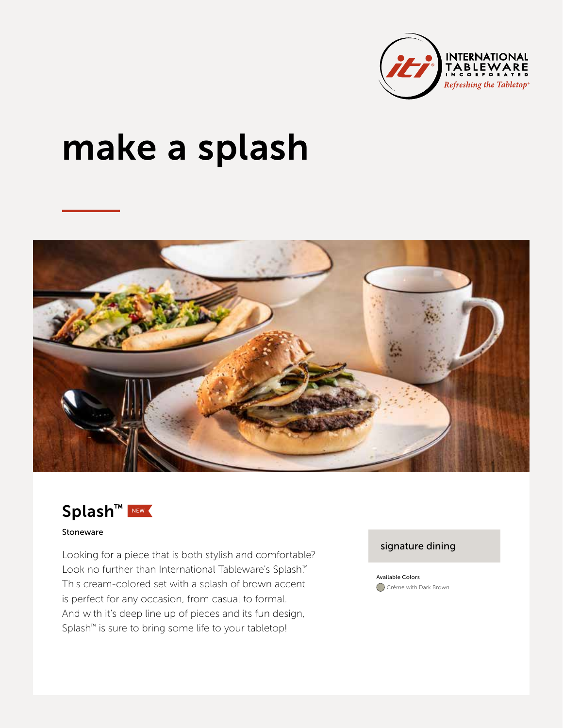INTERNATIONAL TABLEWARE INCORPORATED

*Refreshing the Tabletop®*

# make a splash

## Splash™ NEW

Stoneware

Looking for a piece that is both stylish and comfortable? Look no further than International Tableware's Splash™ This cream-colored set with a splash of brown accent is perfect for any occasion, from casual to formal. And with it's deep line up of pieces and its fun design, Splash™ is sure to bring some life to your tabletop!

signature dining

Available Colors

Crème with Dark Brown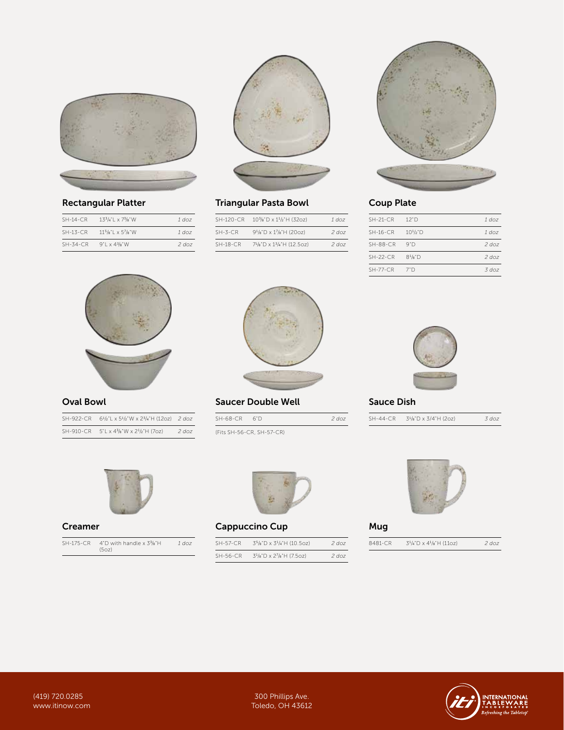## Rectangular Platter

| | | |
|---|---|---|
| SH-14-CR | 13³/₄"L x 7³/₈"W | *1 doz* |
| SH-13-CR | 11⁵/₈"L x 5⁷/₈"W | *1 doz* |
| SH-34-CR | 9"L x 4³/₈"W | *2 doz* |

## Triangular Pasta Bowl

| | | |
|---|---|---|
| SH-120-CR | 10³/₈"D x 1¹/₂"H (32oz) | *1 doz* |
| SH-3-CR | 9¹/₈"D x 1⁷/₈"H (20oz) | *2 doz* |
| SH-18-CR | 7¹/₈"D x 1³/₄"H (12.5oz) | *2 doz* |

## Coup Plate

| | | |
|---|---|---|
| SH-21-CR | 12"D | *1 doz* |
| SH-16-CR | 10¹/₂"D | *1 doz* |
| SH-88-CR | 9"D | *2 doz* |
| SH-22-CR | 8¹/₈"D | *2 doz* |
| SH-77-CR | 7"D | *3 doz* |

## Oval Bowl

| | | |
|---|---|---|
| SH-922-CR | 6¹/₂"L x 5¹/₂"W x 2³/₄"H (12oz) | *2 doz* |
| SH-910-CR | 5"L x 4³/₈"W x 2¹/₂"H (7oz) | *2 doz* |

## Saucer Double Well

| | | |
|---|---|---|
| SH-68-CR | 6"D | *2 doz* |

(Fits SH-56-CR, SH-57-CR)

## Sauce Dish

| | | |
|---|---|---|
| SH-44-CR | 3¹/₈"D x 3/4"H (2oz) | *3 doz* |

## Creamer

| | | |
|---|---|---|
| SH-175-CR | 4"D with handle x 3³/₈"H (5oz) | *1 doz* |

## Cappuccino Cup

| | | |
|---|---|---|
| SH-57-CR | 3⁵/₈"D x 3¹/₄"H (10.5oz) | *2 doz* |
| SH-56-CR | 3¹/₈"D x 2⁷/₈"H (7.5oz) | *2 doz* |

## Mug

| | | |
|---|---|---|
| 8481-CR | 3¹/₄"D x 4¹/₈"H (11oz) | *2 doz* |

(419) 720.0285
www.itinow.com

300 Phillips Ave.
Toledo, OH 43612

INTERNATIONAL TABLEWARE INCORPORATED
Refreshing the Tabletop